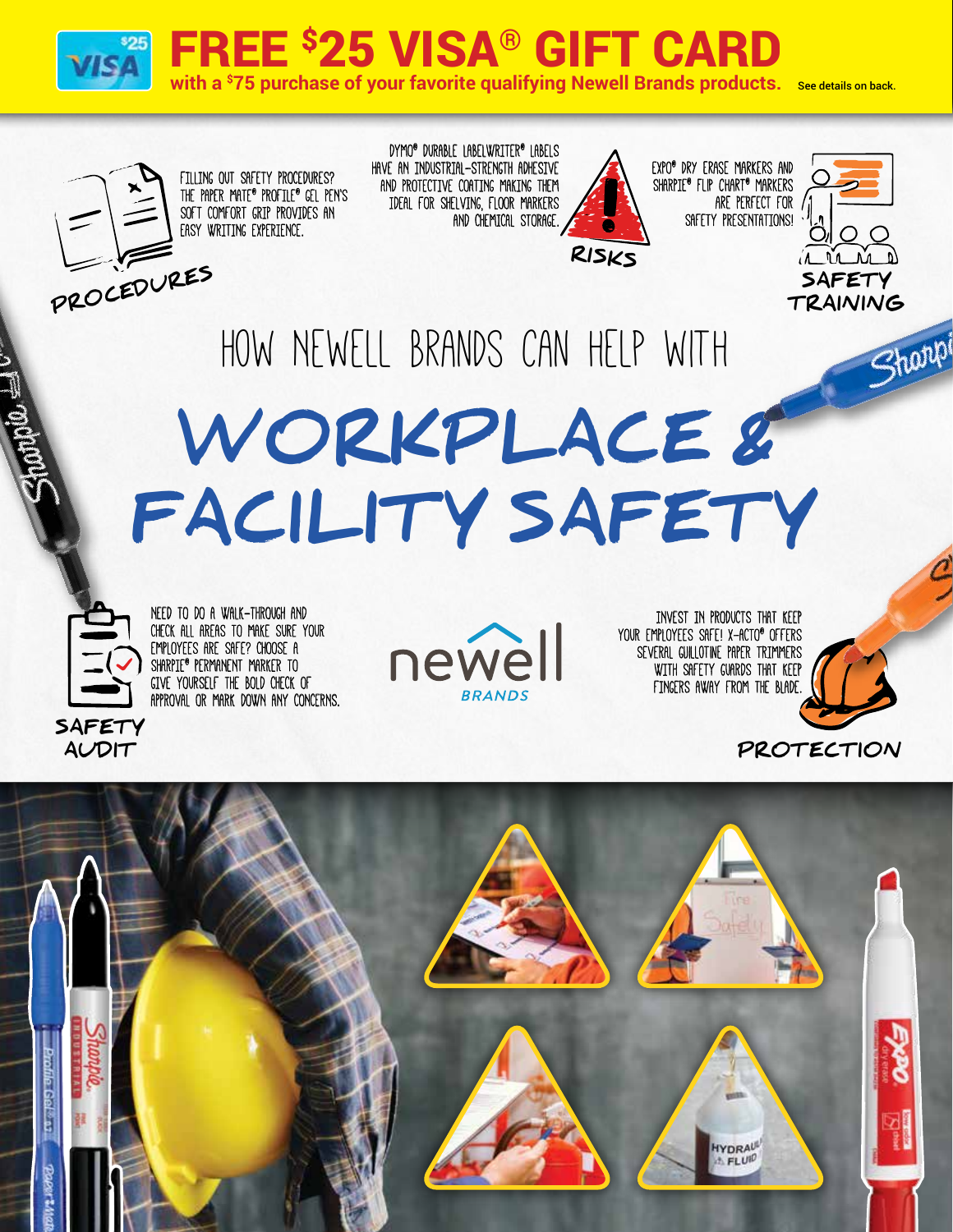# FREE $25 VISA® GIFT CARD

**with a $75 purchase of your favorite qualifying Newell Brands products.** See details on back.

### PROCEDURES

FILLING OUT SAFETY PROCEDURES? THE PAPER MATE® PROFILE® GEL PEN'S SOFT COMFORT GRIP PROVIDES AN EASY WRITING EXPERIENCE.

### RISKS

DYMO® DURABLE LABELWRITER® LABELS HAVE AN INDUSTRIAL-STRENGTH ADHESIVE AND PROTECTIVE COATING MAKING THEM IDEAL FOR SHELVING, FLOOR MARKERS AND CHEMICAL STORAGE.

### SAFETY TRAINING

EXPO® DRY ERASE MARKERS AND SHARPIE® FLIP CHART® MARKERS ARE PERFECT FOR SAFETY PRESENTATIONS!

## HOW NEWELL BRANDS CAN HELP WITH

# WORKPLACE & FACILITY SAFETY

### SAFETY AUDIT

NEED TO DO A WALK-THROUGH AND CHECK ALL AREAS TO MAKE SURE YOUR EMPLOYEES ARE SAFE? CHOOSE A SHARPIE® PERMANENT MARKER TO GIVE YOURSELF THE BOLD CHECK OF APPROVAL OR MARK DOWN ANY CONCERNS.

newell BRANDS

### PROTECTION

INVEST IN PRODUCTS THAT KEEP YOUR EMPLOYEES SAFE! X-ACTO® OFFERS SEVERAL GUILLOTINE PAPER TRIMMERS WITH SAFETY GUARDS THAT KEEP FINGERS AWAY FROM THE BLADE.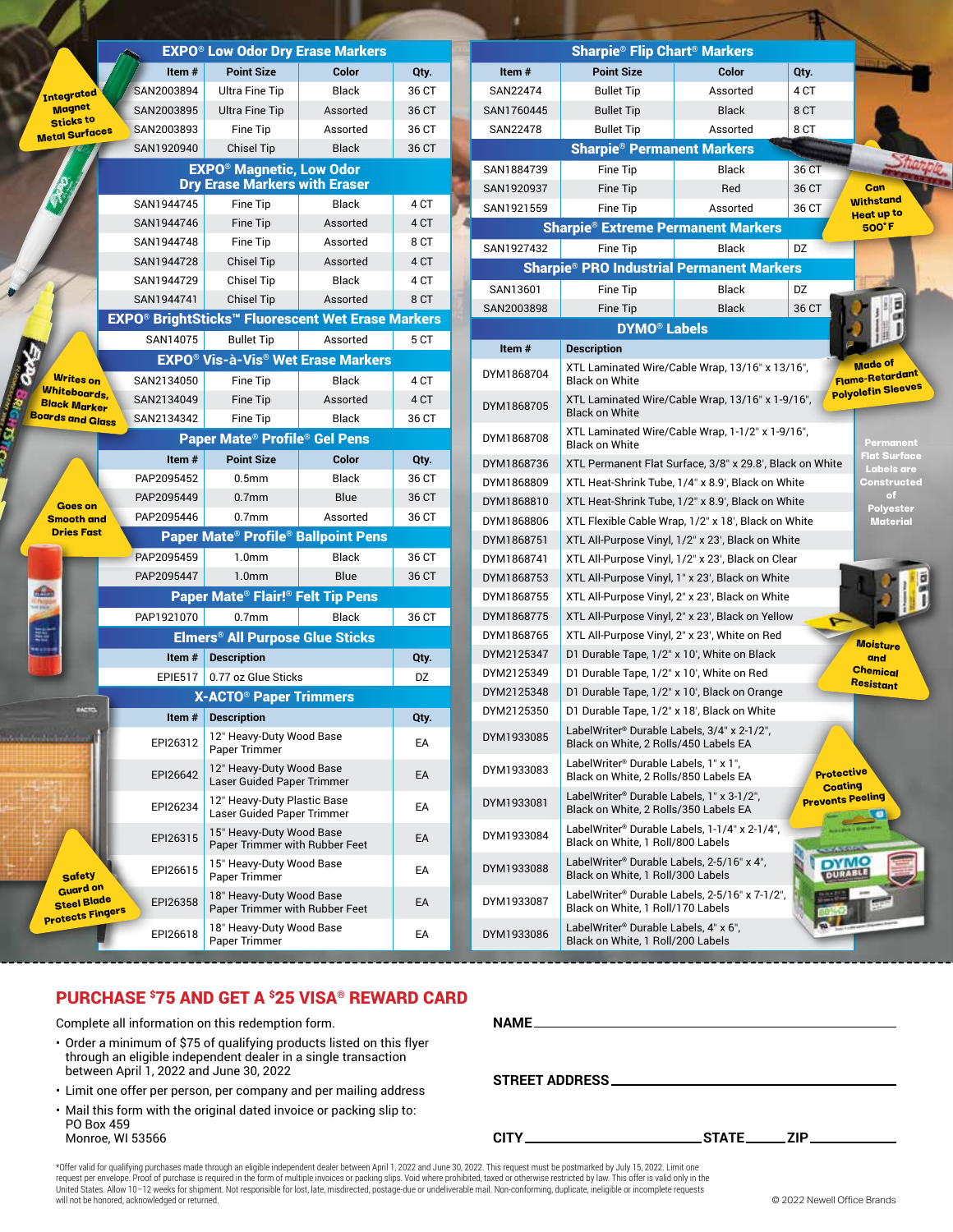## EXPO® Low Odor Dry Erase Markers

| Item # | Point Size | Color | Qty. |
|---|---|---|---|
| SAN2003894 | Ultra Fine Tip | Black | 36 CT |
| SAN2003895 | Ultra Fine Tip | Assorted | 36 CT |
| SAN2003893 | Fine Tip | Assorted | 36 CT |
| SAN1920940 | Chisel Tip | Black | 36 CT |

## EXPO® Magnetic, Low Odor Dry Erase Markers with Eraser

| Item # | Point Size | Color | Qty. |
|---|---|---|---|
| SAN1944745 | Fine Tip | Black | 4 CT |
| SAN1944746 | Fine Tip | Assorted | 4 CT |
| SAN1944748 | Fine Tip | Assorted | 8 CT |
| SAN1944728 | Chisel Tip | Assorted | 4 CT |
| SAN1944729 | Chisel Tip | Black | 4 CT |
| SAN1944741 | Chisel Tip | Assorted | 8 CT |

## EXPO® BrightSticks™ Fluorescent Wet Erase Markers

| Item # | Point Size | Color | Qty. |
|---|---|---|---|
| SAN14075 | Bullet Tip | Assorted | 5 CT |

## EXPO® Vis-à-Vis® Wet Erase Markers

| Item # | Point Size | Color | Qty. |
|---|---|---|---|
| SAN2134050 | Fine Tip | Black | 4 CT |
| SAN2134049 | Fine Tip | Assorted | 4 CT |
| SAN2134342 | Fine Tip | Black | 36 CT |

## Paper Mate® Profile® Gel Pens

| Item # | Point Size | Color | Qty. |
|---|---|---|---|
| PAP2095452 | 0.5mm | Black | 36 CT |
| PAP2095449 | 0.7mm | Blue | 36 CT |
| PAP2095446 | 0.7mm | Assorted | 36 CT |

## Paper Mate® Profile® Ballpoint Pens

| Item # | Point Size | Color | Qty. |
|---|---|---|---|
| PAP2095459 | 1.0mm | Black | 36 CT |
| PAP2095447 | 1.0mm | Blue | 36 CT |

## Paper Mate® Flair!® Felt Tip Pens

| Item # | Point Size | Color | Qty. |
|---|---|---|---|
| PAP1921070 | 0.7mm | Black | 36 CT |

## Elmers® All Purpose Glue Sticks

| Item # | Description | Qty. |
|---|---|---|
| EPIE517 | 0.77 oz Glue Sticks | DZ |

## X-ACTO® Paper Trimmers

| Item # | Description | Qty. |
|---|---|---|
| EPI26312 | 12" Heavy-Duty Wood Base Paper Trimmer | EA |
| EPI26642 | 12" Heavy-Duty Wood Base Laser Guided Paper Trimmer | EA |
| EPI26234 | 12" Heavy-Duty Plastic Base Laser Guided Paper Trimmer | EA |
| EPI26315 | 15" Heavy-Duty Wood Base Paper Trimmer with Rubber Feet | EA |
| EPI26615 | 15" Heavy-Duty Wood Base Paper Trimmer | EA |
| EPI26358 | 18" Heavy-Duty Wood Base Paper Trimmer with Rubber Feet | EA |
| EPI26618 | 18" Heavy-Duty Wood Base Paper Trimmer | EA |

Integrated Magnet Sticks to Metal Surfaces

Writes on Whiteboards, Black Marker Boards and Glass

Goes on Smooth and Dries Fast

Safety Guard on Steel Blade Protects Fingers

## Sharpie® Flip Chart® Markers

| Item # | Point Size | Color | Qty. |
|---|---|---|---|
| SAN22474 | Bullet Tip | Assorted | 4 CT |
| SAN1760445 | Bullet Tip | Black | 8 CT |
| SAN22478 | Bullet Tip | Assorted | 8 CT |

## Sharpie® Permanent Markers

| Item # | Point Size | Color | Qty. |
|---|---|---|---|
| SAN1884739 | Fine Tip | Black | 36 CT |
| SAN1920937 | Fine Tip | Red | 36 CT |
| SAN1921559 | Fine Tip | Assorted | 36 CT |

## Sharpie® Extreme Permanent Markers

| Item # | Point Size | Color | Qty. |
|---|---|---|---|
| SAN1927432 | Fine Tip | Black | DZ |

## Sharpie® PRO Industrial Permanent Markers

| Item # | Point Size | Color | Qty. |
|---|---|---|---|
| SAN13601 | Fine Tip | Black | DZ |
| SAN2003898 | Fine Tip | Black | 36 CT |

Can Withstand Heat up to 500°F

## DYMO® Labels

| Item # | Description |
|---|---|
| DYM1868704 | XTL Laminated Wire/Cable Wrap, 13/16" x 13/16", Black on White |
| DYM1868705 | XTL Laminated Wire/Cable Wrap, 13/16" x 1-9/16", Black on White |
| DYM1868708 | XTL Laminated Wire/Cable Wrap, 1-1/2" x 1-9/16", Black on White |
| DYM1868736 | XTL Permanent Flat Surface, 3/8" x 29.8', Black on White |
| DYM1868809 | XTL Heat-Shrink Tube, 1/4" x 8.9', Black on White |
| DYM1868810 | XTL Heat-Shrink Tube, 1/2" x 8.9', Black on White |
| DYM1868806 | XTL Flexible Cable Wrap, 1/2" x 18', Black on White |
| DYM1868751 | XTL All-Purpose Vinyl, 1/2" x 23', Black on White |
| DYM1868741 | XTL All-Purpose Vinyl, 1/2" x 23', Black on Clear |
| DYM1868753 | XTL All-Purpose Vinyl, 1" x 23', Black on White |
| DYM1868755 | XTL All-Purpose Vinyl, 2" x 23', Black on White |
| DYM1868775 | XTL All-Purpose Vinyl, 2" x 23', Black on Yellow |
| DYM1868765 | XTL All-Purpose Vinyl, 2" x 23', White on Red |
| DYM2125347 | D1 Durable Tape, 1/2" x 10', White on Black |
| DYM2125349 | D1 Durable Tape, 1/2" x 10', White on Red |
| DYM2125348 | D1 Durable Tape, 1/2" x 10', Black on Orange |
| DYM2125350 | D1 Durable Tape, 1/2" x 18', Black on White |
| DYM1933085 | LabelWriter® Durable Labels, 3/4" x 2-1/2", Black on White, 2 Rolls/450 Labels EA |
| DYM1933083 | LabelWriter® Durable Labels, 1" x 1", Black on White, 2 Rolls/850 Labels EA |
| DYM1933081 | LabelWriter® Durable Labels, 1" x 3-1/2", Black on White, 2 Rolls/350 Labels EA |
| DYM1933084 | LabelWriter® Durable Labels, 1-1/4" x 2-1/4", Black on White, 1 Roll/800 Labels |
| DYM1933088 | LabelWriter® Durable Labels, 2-5/16" x 4", Black on White, 1 Roll/300 Labels |
| DYM1933087 | LabelWriter® Durable Labels, 2-5/16" x 7-1/2", Black on White, 1 Roll/170 Labels |
| DYM1933086 | LabelWriter® Durable Labels, 4" x 6", Black on White, 1 Roll/200 Labels |

Made of Flame-Retardant Polyolefin Sleeves

Permanent Flat Surface Labels are Constructed of Polyester Material

Moisture and Chemical Resistant

Protective Coating Prevents Peeling

## PURCHASE $75 AND GET A $25 VISA® REWARD CARD

Complete all information on this redemption form.

- Order a minimum of $75 of qualifying products listed on this flyer through an eligible independent dealer in a single transaction between April 1, 2022 and June 30, 2022
- Limit one offer per person, per company and per mailing address
- Mail this form with the original dated invoice or packing slip to:
  PO Box 459
  Monroe, WI 53566

**NAME** ____________________

**STREET ADDRESS** ____________________

**CITY** ____________ **STATE** _____ **ZIP** _______

*Offer valid for qualifying purchases made through an eligible independent dealer between April 1, 2022 and June 30, 2022. This request must be postmarked by July 15, 2022. Limit one request per envelope. Proof of purchase is required in the form of multiple invoices or packing slips. Void where prohibited, taxed or otherwise restricted by law. This offer is valid only in the United States. Allow 10–12 weeks for shipment. Not responsible for lost, late, misdirected, postage-due or undeliverable mail. Non-conforming, duplicate, ineligible or incomplete requests will not be honored, acknowledged or returned.

© 2022 Newell Office Brands